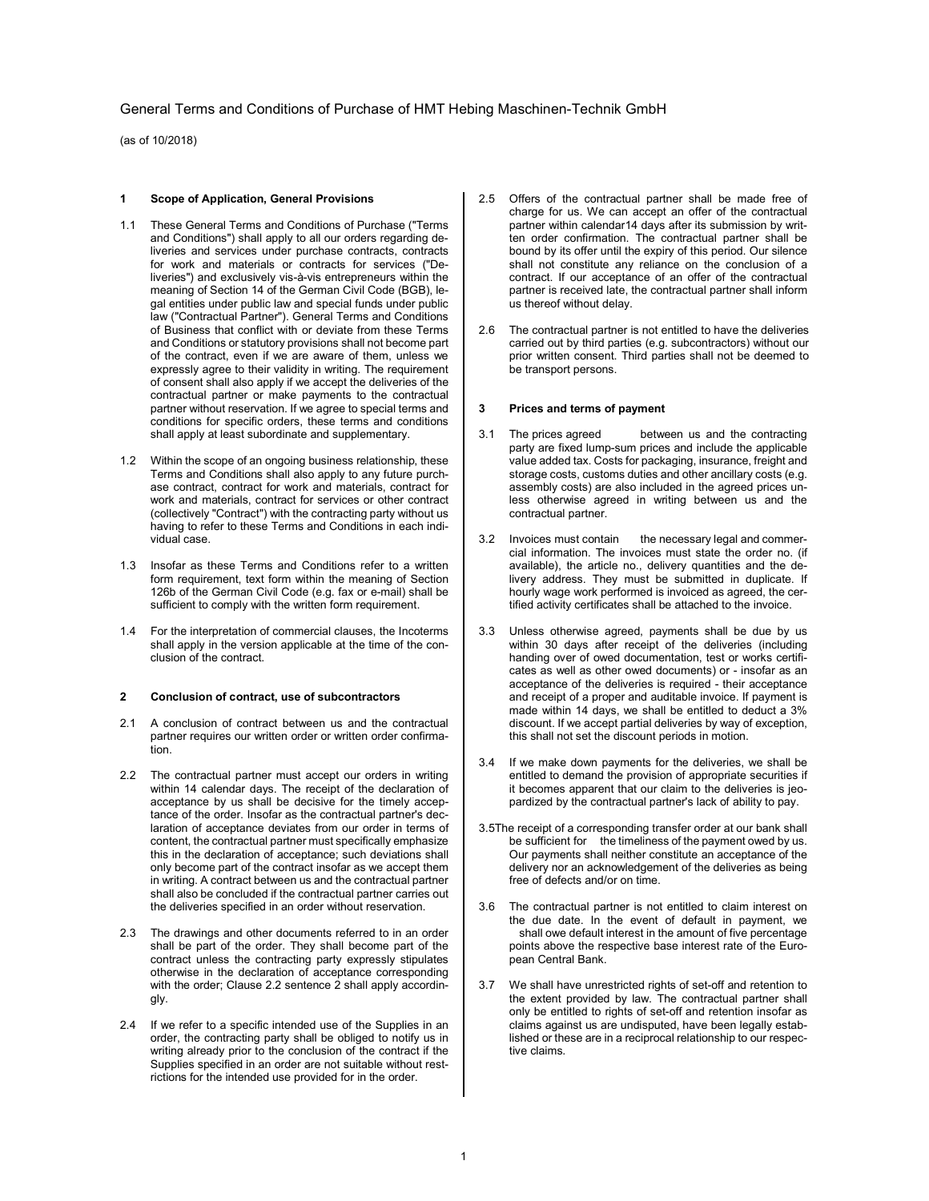# General Terms and Conditions of Purchase of HMT Hebing Maschinen-Technik GmbH

(as of 10/2018)

## 1 Scope of Application, General Provisions

1.1 These General Terms and Conditions of Purchase ("Terms and Conditions") shall apply to all our orders regarding deliveries and services under purchase contracts, contracts for work and materials or contracts for services ("Deliveries") and exclusively vis-à-vis entrepreneurs within the meaning of Section 14 of the German Civil Code (BGB), legal entities under public law and special funds under public law ("Contractual Partner"). General Terms and Conditions of Business that conflict with or deviate from these Terms and Conditions or statutory provisions shall not become part of the contract, even if we are aware of them, unless we expressly agree to their validity in writing. The requirement of consent shall also apply if we accept the deliveries of the contractual partner or make payments to the contractual partner without reservation. If we agree to special terms and conditions for specific orders, these terms and conditions shall apply at least subordinate and supplementary.

1.2 Within the scope of an ongoing business relationship, these Terms and Conditions shall also apply to any future purchase contract, contract for work and materials, contract for work and materials, contract for services or other contract (collectively "Contract") with the contracting party without us having to refer to these Terms and Conditions in each individual case.

1.3 Insofar as these Terms and Conditions refer to a written form requirement, text form within the meaning of Section 126b of the German Civil Code (e.g. fax or e-mail) shall be sufficient to comply with the written form requirement.

1.4 For the interpretation of commercial clauses, the Incoterms shall apply in the version applicable at the time of the conclusion of the contract.

## 2 Conclusion of contract, use of subcontractors

2.1 A conclusion of contract between us and the contractual partner requires our written order or written order confirmation.

2.2 The contractual partner must accept our orders in writing within 14 calendar days. The receipt of the declaration of acceptance by us shall be decisive for the timely acceptance of the order. Insofar as the contractual partner's declaration of acceptance deviates from our order in terms of content, the contractual partner must specifically emphasize this in the declaration of acceptance; such deviations shall only become part of the contract insofar as we accept them in writing. A contract between us and the contractual partner shall also be concluded if the contractual partner carries out the deliveries specified in an order without reservation.

2.3 The drawings and other documents referred to in an order shall be part of the order. They shall become part of the contract unless the contracting party expressly stipulates otherwise in the declaration of acceptance corresponding with the order; Clause 2.2 sentence 2 shall apply accordingly.

2.4 If we refer to a specific intended use of the Supplies in an order, the contracting party shall be obliged to notify us in writing already prior to the conclusion of the contract if the Supplies specified in an order are not suitable without restrictions for the intended use provided for in the order.

2.5 Offers of the contractual partner shall be made free of charge for us. We can accept an offer of the contractual partner within calendar14 days after its submission by written order confirmation. The contractual partner shall be bound by its offer until the expiry of this period. Our silence shall not constitute any reliance on the conclusion of a contract. If our acceptance of an offer of the contractual partner is received late, the contractual partner shall inform us thereof without delay.

2.6 The contractual partner is not entitled to have the deliveries carried out by third parties (e.g. subcontractors) without our prior written consent. Third parties shall not be deemed to be transport persons.

## 3 Prices and terms of payment

3.1 The prices agreed between us and the contracting party are fixed lump-sum prices and include the applicable value added tax. Costs for packaging, insurance, freight and storage costs, customs duties and other ancillary costs (e.g. assembly costs) are also included in the agreed prices unless otherwise agreed in writing between us and the contractual partner.

3.2 Invoices must contain the necessary legal and commercial information. The invoices must state the order no. (if available), the article no., delivery quantities and the delivery address. They must be submitted in duplicate. If hourly wage work performed is invoiced as agreed, the certified activity certificates shall be attached to the invoice.

3.3 Unless otherwise agreed, payments shall be due by us within 30 days after receipt of the deliveries (including handing over of owed documentation, test or works certificates as well as other owed documents) or - insofar as an acceptance of the deliveries is required - their acceptance and receipt of a proper and auditable invoice. If payment is made within 14 days, we shall be entitled to deduct a 3% discount. If we accept partial deliveries by way of exception, this shall not set the discount periods in motion.

3.4 If we make down payments for the deliveries, we shall be entitled to demand the provision of appropriate securities if it becomes apparent that our claim to the deliveries is jeopardized by the contractual partner's lack of ability to pay.

3.5 The receipt of a corresponding transfer order at our bank shall be sufficient for the timeliness of the payment owed by us. Our payments shall neither constitute an acceptance of the delivery nor an acknowledgement of the deliveries as being free of defects and/or on time.

3.6 The contractual partner is not entitled to claim interest on the due date. In the event of default in payment, we shall owe default interest in the amount of five percentage points above the respective base interest rate of the European Central Bank.

3.7 We shall have unrestricted rights of set-off and retention to the extent provided by law. The contractual partner shall only be entitled to rights of set-off and retention insofar as claims against us are undisputed, have been legally established or these are in a reciprocal relationship to our respective claims.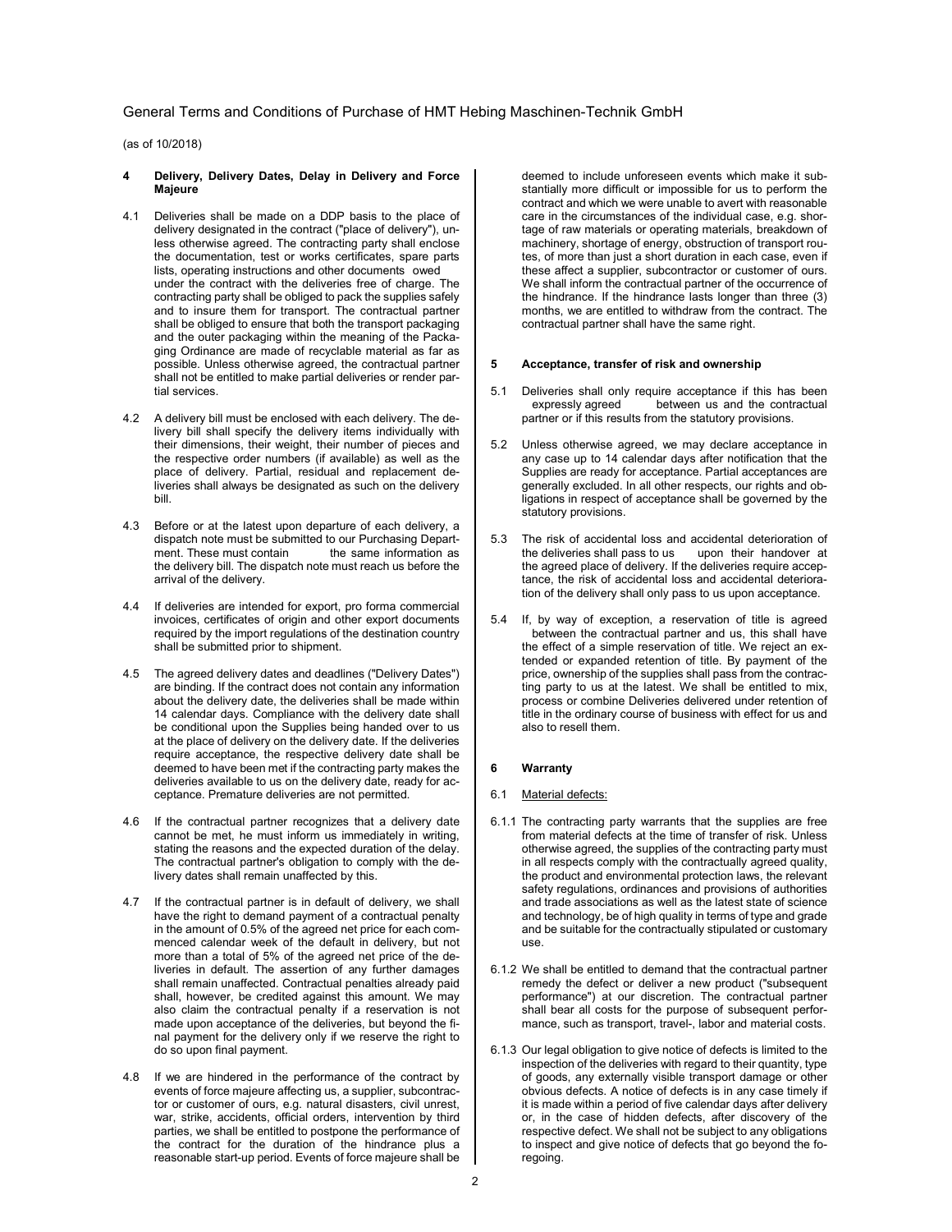## 4 Delivery, Delivery Dates, Delay in Delivery and Force Majeure

4.1 Deliveries shall be made on a DDP basis to the place of delivery designated in the contract ("place of delivery"), unless otherwise agreed. The contracting party shall enclose the documentation, test or works certificates, spare parts lists, operating instructions and other documents owed under the contract with the deliveries free of charge. The contracting party shall be obliged to pack the supplies safely and to insure them for transport. The contractual partner shall be obliged to ensure that both the transport packaging and the outer packaging within the meaning of the Packaging Ordinance are made of recyclable material as far as possible. Unless otherwise agreed, the contractual partner shall not be entitled to make partial deliveries or render partial services.

4.2 A delivery bill must be enclosed with each delivery. The delivery bill shall specify the delivery items individually with their dimensions, their weight, their number of pieces and the respective order numbers (if available) as well as the place of delivery. Partial, residual and replacement deliveries shall always be designated as such on the delivery bill.

4.3 Before or at the latest upon departure of each delivery, a dispatch note must be submitted to our Purchasing Department. These must contain the same information as the delivery bill. The dispatch note must reach us before the arrival of the delivery.

4.4 If deliveries are intended for export, pro forma commercial invoices, certificates of origin and other export documents required by the import regulations of the destination country shall be submitted prior to shipment.

4.5 The agreed delivery dates and deadlines ("Delivery Dates") are binding. If the contract does not contain any information about the delivery date, the deliveries shall be made within 14 calendar days. Compliance with the delivery date shall be conditional upon the Supplies being handed over to us at the place of delivery on the delivery date. If the deliveries require acceptance, the respective delivery date shall be deemed to have been met if the contracting party makes the deliveries available to us on the delivery date, ready for acceptance. Premature deliveries are not permitted.

4.6 If the contractual partner recognizes that a delivery date cannot be met, he must inform us immediately in writing, stating the reasons and the expected duration of the delay. The contractual partner's obligation to comply with the delivery dates shall remain unaffected by this.

4.7 If the contractual partner is in default of delivery, we shall have the right to demand payment of a contractual penalty in the amount of 0.5% of the agreed net price for each commenced calendar week of the default in delivery, but not more than a total of 5% of the agreed net price of the deliveries in default. The assertion of any further damages shall remain unaffected. Contractual penalties already paid shall, however, be credited against this amount. We may also claim the contractual penalty if a reservation is not made upon acceptance of the deliveries, but beyond the final payment for the delivery only if we reserve the right to do so upon final payment.

4.8 If we are hindered in the performance of the contract by events of force majeure affecting us, a supplier, subcontractor or customer of ours, e.g. natural disasters, civil unrest, war, strike, accidents, official orders, intervention by third parties, we shall be entitled to postpone the performance of the contract for the duration of the hindrance plus a reasonable start-up period. Events of force majeure shall be deemed to include unforeseen events which make it substantially more difficult or impossible for us to perform the contract and which we were unable to avert with reasonable care in the circumstances of the individual case, e.g. shortage of raw materials or operating materials, breakdown of machinery, shortage of energy, obstruction of transport routes, of more than just a short duration in each case, even if these affect a supplier, subcontractor or customer of ours. We shall inform the contractual partner of the occurrence of the hindrance. If the hindrance lasts longer than three (3) months, we are entitled to withdraw from the contract. The contractual partner shall have the same right.

## 5 Acceptance, transfer of risk and ownership

5.1 Deliveries shall only require acceptance if this has been expressly agreed between us and the contractual partner or if this results from the statutory provisions.

5.2 Unless otherwise agreed, we may declare acceptance in any case up to 14 calendar days after notification that the Supplies are ready for acceptance. Partial acceptances are generally excluded. In all other respects, our rights and obligations in respect of acceptance shall be governed by the statutory provisions.

5.3 The risk of accidental loss and accidental deterioration of the deliveries shall pass to us upon their handover at the agreed place of delivery. If the deliveries require acceptance, the risk of accidental loss and accidental deterioration of the delivery shall only pass to us upon acceptance.

5.4 If, by way of exception, a reservation of title is agreed between the contractual partner and us, this shall have the effect of a simple reservation of title. We reject an extended or expanded retention of title. By payment of the price, ownership of the supplies shall pass from the contracting party to us at the latest. We shall be entitled to mix, process or combine Deliveries delivered under retention of title in the ordinary course of business with effect for us and also to resell them.

## 6 Warranty

6.1 Material defects:

6.1.1 The contracting party warrants that the supplies are free from material defects at the time of transfer of risk. Unless otherwise agreed, the supplies of the contracting party must in all respects comply with the contractually agreed quality, the product and environmental protection laws, the relevant safety regulations, ordinances and provisions of authorities and trade associations as well as the latest state of science and technology, be of high quality in terms of type and grade and be suitable for the contractually stipulated or customary use.

6.1.2 We shall be entitled to demand that the contractual partner remedy the defect or deliver a new product ("subsequent performance") at our discretion. The contractual partner shall bear all costs for the purpose of subsequent performance, such as transport, travel-, labor and material costs.

6.1.3 Our legal obligation to give notice of defects is limited to the inspection of the deliveries with regard to their quantity, type of goods, any externally visible transport damage or other obvious defects. A notice of defects is in any case timely if it is made within a period of five calendar days after delivery or, in the case of hidden defects, after discovery of the respective defect. We shall not be subject to any obligations to inspect and give notice of defects that go beyond the foregoing.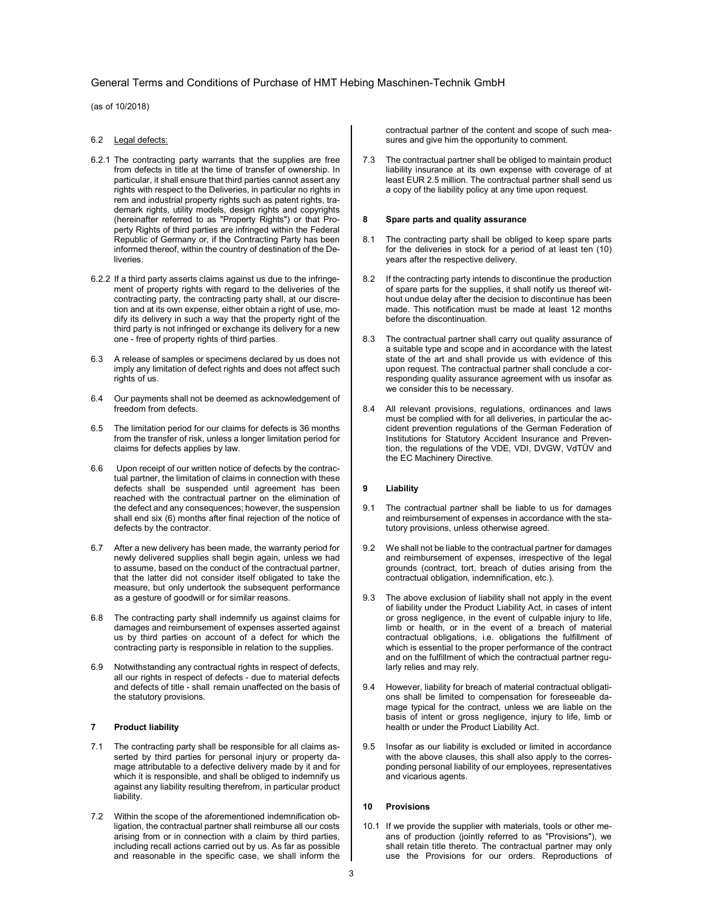6.2 Legal defects:

6.2.1 The contracting party warrants that the supplies are free from defects in title at the time of transfer of ownership. In particular, it shall ensure that third parties cannot assert any rights with respect to the Deliveries, in particular no rights in rem and industrial property rights such as patent rights, trademark rights, utility models, design rights and copyrights (hereinafter referred to as "Property Rights") or that Property Rights of third parties are infringed within the Federal Republic of Germany or, if the Contracting Party has been informed thereof, within the country of destination of the Deliveries.

6.2.2 If a third party asserts claims against us due to the infringement of property rights with regard to the deliveries of the contracting party, the contracting party shall, at our discretion and at its own expense, either obtain a right of use, modify its delivery in such a way that the property right of the third party is not infringed or exchange its delivery for a new one - free of property rights of third parties.

6.3 A release of samples or specimens declared by us does not imply any limitation of defect rights and does not affect such rights of us.

6.4 Our payments shall not be deemed as acknowledgement of freedom from defects.

6.5 The limitation period for our claims for defects is 36 months from the transfer of risk, unless a longer limitation period for claims for defects applies by law.

6.6 Upon receipt of our written notice of defects by the contractual partner, the limitation of claims in connection with these defects shall be suspended until agreement has been reached with the contractual partner on the elimination of the defect and any consequences; however, the suspension shall end six (6) months after final rejection of the notice of defects by the contractor.

6.7 After a new delivery has been made, the warranty period for newly delivered supplies shall begin again, unless we had to assume, based on the conduct of the contractual partner, that the latter did not consider itself obligated to take the measure, but only undertook the subsequent performance as a gesture of goodwill or for similar reasons.

6.8 The contracting party shall indemnify us against claims for damages and reimbursement of expenses asserted against us by third parties on account of a defect for which the contracting party is responsible in relation to the supplies.

6.9 Notwithstanding any contractual rights in respect of defects, all our rights in respect of defects - due to material defects and defects of title - shall remain unaffected on the basis of the statutory provisions.

## 7 Product liability

7.1 The contracting party shall be responsible for all claims asserted by third parties for personal injury or property damage attributable to a defective delivery made by it and for which it is responsible, and shall be obliged to indemnify us against any liability resulting therefrom, in particular product liability.

7.2 Within the scope of the aforementioned indemnification obligation, the contractual partner shall reimburse all our costs arising from or in connection with a claim by third parties, including recall actions carried out by us. As far as possible and reasonable in the specific case, we shall inform the contractual partner of the content and scope of such measures and give him the opportunity to comment.

7.3 The contractual partner shall be obliged to maintain product liability insurance at its own expense with coverage of at least EUR 2.5 million. The contractual partner shall send us a copy of the liability policy at any time upon request.

## 8 Spare parts and quality assurance

8.1 The contracting party shall be obliged to keep spare parts for the deliveries in stock for a period of at least ten (10) years after the respective delivery.

8.2 If the contracting party intends to discontinue the production of spare parts for the supplies, it shall notify us thereof without undue delay after the decision to discontinue has been made. This notification must be made at least 12 months before the discontinuation.

8.3 The contractual partner shall carry out quality assurance of a suitable type and scope and in accordance with the latest state of the art and shall provide us with evidence of this upon request. The contractual partner shall conclude a corresponding quality assurance agreement with us insofar as we consider this to be necessary.

8.4 All relevant provisions, regulations, ordinances and laws must be complied with for all deliveries, in particular the accident prevention regulations of the German Federation of Institutions for Statutory Accident Insurance and Prevention, the regulations of the VDE, VDI, DVGW, VdTÜV and the EC Machinery Directive.

## 9 Liability

9.1 The contractual partner shall be liable to us for damages and reimbursement of expenses in accordance with the statutory provisions, unless otherwise agreed.

9.2 We shall not be liable to the contractual partner for damages and reimbursement of expenses, irrespective of the legal grounds (contract, tort, breach of duties arising from the contractual obligation, indemnification, etc.).

9.3 The above exclusion of liability shall not apply in the event of liability under the Product Liability Act, in cases of intent or gross negligence, in the event of culpable injury to life, limb or health, or in the event of a breach of material contractual obligations, i.e. obligations the fulfillment of which is essential to the proper performance of the contract and on the fulfillment of which the contractual partner regularly relies and may rely.

9.4 However, liability for breach of material contractual obligations shall be limited to compensation for foreseeable damage typical for the contract, unless we are liable on the basis of intent or gross negligence, injury to life, limb or health or under the Product Liability Act.

9.5 Insofar as our liability is excluded or limited in accordance with the above clauses, this shall also apply to the corresponding personal liability of our employees, representatives and vicarious agents.

## 10 Provisions

10.1 If we provide the supplier with materials, tools or other means of production (jointly referred to as "Provisions"), we shall retain title thereto. The contractual partner may only use the Provisions for our orders. Reproductions of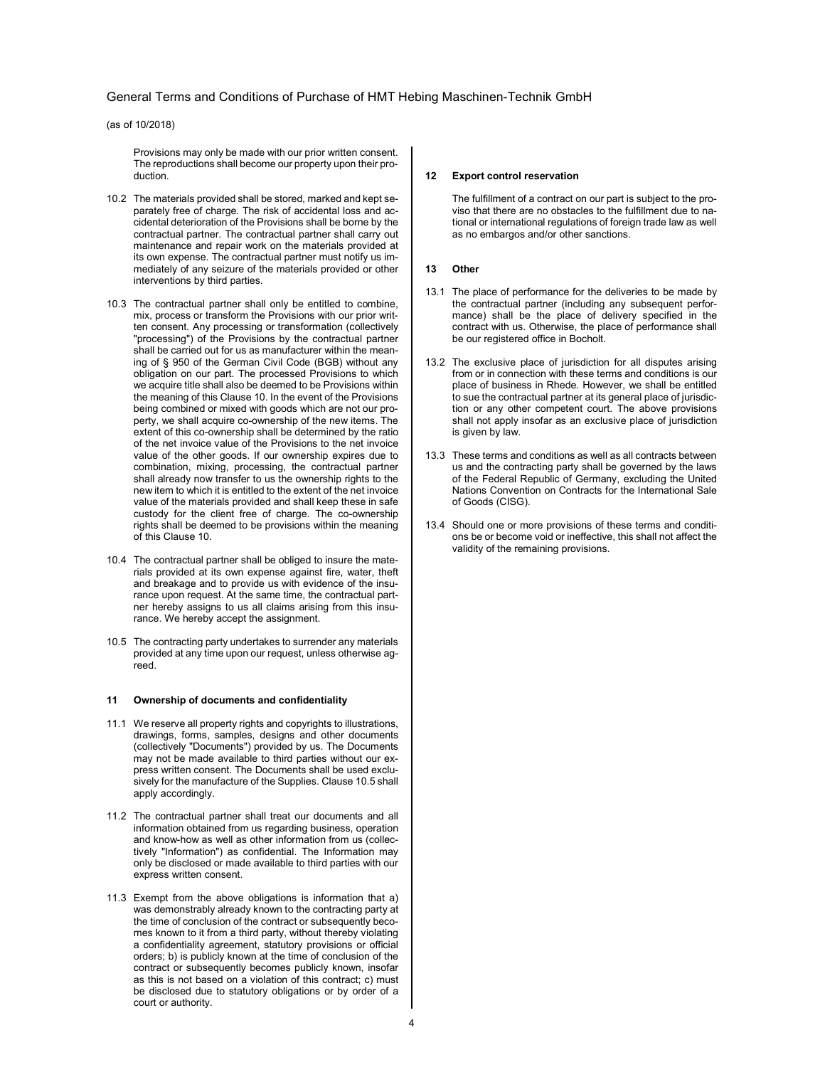Provisions may only be made with our prior written consent. The reproductions shall become our property upon their production.

10.2 The materials provided shall be stored, marked and kept separately free of charge. The risk of accidental loss and accidental deterioration of the Provisions shall be borne by the contractual partner. The contractual partner shall carry out maintenance and repair work on the materials provided at its own expense. The contractual partner must notify us immediately of any seizure of the materials provided or other interventions by third parties.

10.3 The contractual partner shall only be entitled to combine, mix, process or transform the Provisions with our prior written consent. Any processing or transformation (collectively "processing") of the Provisions by the contractual partner shall be carried out for us as manufacturer within the meaning of § 950 of the German Civil Code (BGB) without any obligation on our part. The processed Provisions to which we acquire title shall also be deemed to be Provisions within the meaning of this Clause 10. In the event of the Provisions being combined or mixed with goods which are not our property, we shall acquire co-ownership of the new items. The extent of this co-ownership shall be determined by the ratio of the net invoice value of the Provisions to the net invoice value of the other goods. If our ownership expires due to combination, mixing, processing, the contractual partner shall already now transfer to us the ownership rights to the new item to which it is entitled to the extent of the net invoice value of the materials provided and shall keep these in safe custody for the client free of charge. The co-ownership rights shall be deemed to be provisions within the meaning of this Clause 10.

10.4 The contractual partner shall be obliged to insure the materials provided at its own expense against fire, water, theft and breakage and to provide us with evidence of the insurance upon request. At the same time, the contractual partner hereby assigns to us all claims arising from this insurance. We hereby accept the assignment.

10.5 The contracting party undertakes to surrender any materials provided at any time upon our request, unless otherwise agreed.

## 11 Ownership of documents and confidentiality

11.1 We reserve all property rights and copyrights to illustrations, drawings, forms, samples, designs and other documents (collectively "Documents") provided by us. The Documents may not be made available to third parties without our express written consent. The Documents shall be used exclusively for the manufacture of the Supplies. Clause 10.5 shall apply accordingly.

11.2 The contractual partner shall treat our documents and all information obtained from us regarding business, operation and know-how as well as other information from us (collectively "Information") as confidential. The Information may only be disclosed or made available to third parties with our express written consent.

11.3 Exempt from the above obligations is information that a) was demonstrably already known to the contracting party at the time of conclusion of the contract or subsequently becomes known to it from a third party, without thereby violating a confidentiality agreement, statutory provisions or official orders; b) is publicly known at the time of conclusion of the contract or subsequently becomes publicly known, insofar as this is not based on a violation of this contract; c) must be disclosed due to statutory obligations or by order of a court or authority.

## 12 Export control reservation

The fulfillment of a contract on our part is subject to the proviso that there are no obstacles to the fulfillment due to national or international regulations of foreign trade law as well as no embargos and/or other sanctions.

## 13 Other

13.1 The place of performance for the deliveries to be made by the contractual partner (including any subsequent performance) shall be the place of delivery specified in the contract with us. Otherwise, the place of performance shall be our registered office in Bocholt.

13.2 The exclusive place of jurisdiction for all disputes arising from or in connection with these terms and conditions is our place of business in Rhede. However, we shall be entitled to sue the contractual partner at its general place of jurisdiction or any other competent court. The above provisions shall not apply insofar as an exclusive place of jurisdiction is given by law.

13.3 These terms and conditions as well as all contracts between us and the contracting party shall be governed by the laws of the Federal Republic of Germany, excluding the United Nations Convention on Contracts for the International Sale of Goods (CISG).

13.4 Should one or more provisions of these terms and conditions be or become void or ineffective, this shall not affect the validity of the remaining provisions.